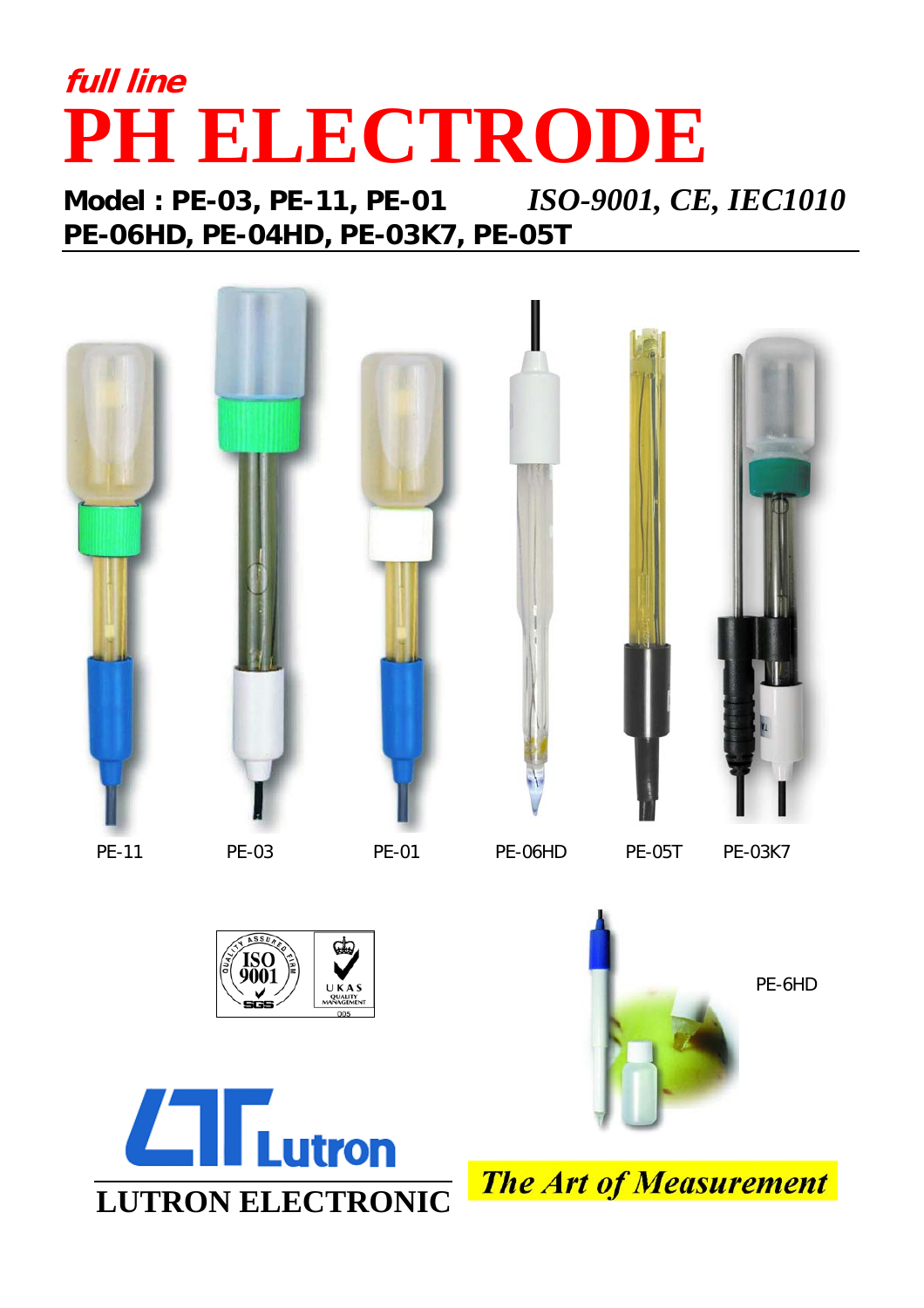*full line*

# PH ELECTRODE

**Model : PE-03, PE-11, PE-01** *ISO-9001, CE, IEC1010*

**PE-06HD, PE-04HD, PE-03K7, PE-05T**

PE-11 PE-03 PE-01 PE-06HD PE-05T PE-03K7

PE-6HD

LUTRON ELECTRONIC

*The Art of Measurement*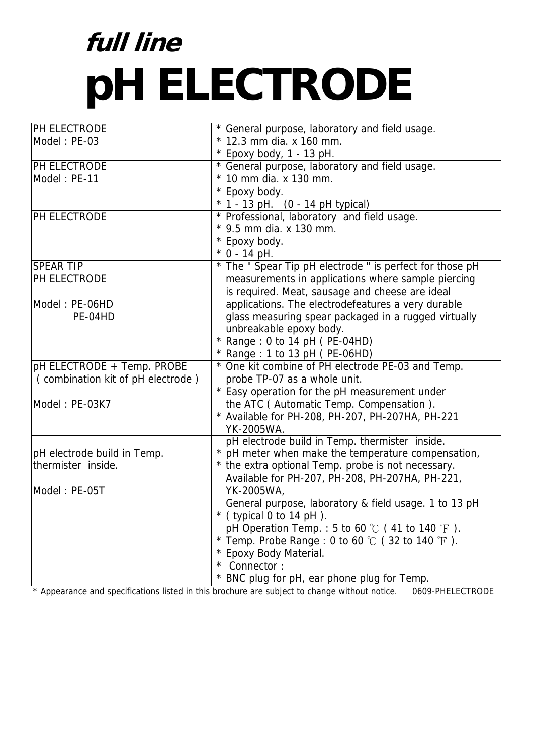*full line*

# pH ELECTRODE

| | |
|---|---|
| PH ELECTRODE<br>Model : PE-03 | * General purpose, laboratory and field usage.<br>* 12.3 mm dia. x 160 mm.<br>* Epoxy body, 1 - 13 pH. |
| PH ELECTRODE<br>Model : PE-11 | * General purpose, laboratory and field usage.<br>* 10 mm dia. x 130 mm.<br>* Epoxy body.<br>* 1 - 13 pH.   (0 - 14 pH typical) |
| PH ELECTRODE | * Professional, laboratory  and field usage.<br>* 9.5 mm dia. x 130 mm.<br>* Epoxy body.<br>* 0 - 14 pH. |
| SPEAR TIP<br>PH ELECTRODE<br><br>Model : PE-06HD<br>PE-04HD | * The " Spear Tip pH electrode " is perfect for those pH measurements in applications where sample piercing is required. Meat, sausage and cheese are ideal applications. The electrodefeatures a very durable glass measuring spear packaged in a rugged virtually unbreakable epoxy body.<br>* Range : 0 to 14 pH ( PE-04HD)<br>* Range : 1 to 13 pH ( PE-06HD) |
| pH ELECTRODE + Temp. PROBE<br>( combination kit of pH electrode )<br><br>Model : PE-03K7 | * One kit combine of PH electrode PE-03 and Temp. probe TP-07 as a whole unit.<br>* Easy operation for the pH measurement under the ATC ( Automatic Temp. Compensation ).<br>* Available for PH-208, PH-207, PH-207HA, PH-221 YK-2005WA. |
| pH electrode build in Temp. thermister  inside.<br><br>Model : PE-05T | pH electrode build in Temp. thermister  inside.<br>* pH meter when make the temperature compensation,<br>* the extra optional Temp. probe is not necessary. Available for PH-207, PH-208, PH-207HA, PH-221, YK-2005WA,<br>General purpose, laboratory & field usage. 1 to 13 pH<br>* ( typical 0 to 14 pH ).<br>pH Operation Temp. : 5 to 60 ℃ ( 41 to 140 ℉ ).<br>* Temp. Probe Range : 0 to 60 ℃ ( 32 to 140 ℉ ).<br>* Epoxy Body Material.<br>*  Connector :<br>* BNC plug for pH, ear phone plug for Temp. |

* Appearance and specifications listed in this brochure are subject to change without notice.     0609-PHELECTRODE